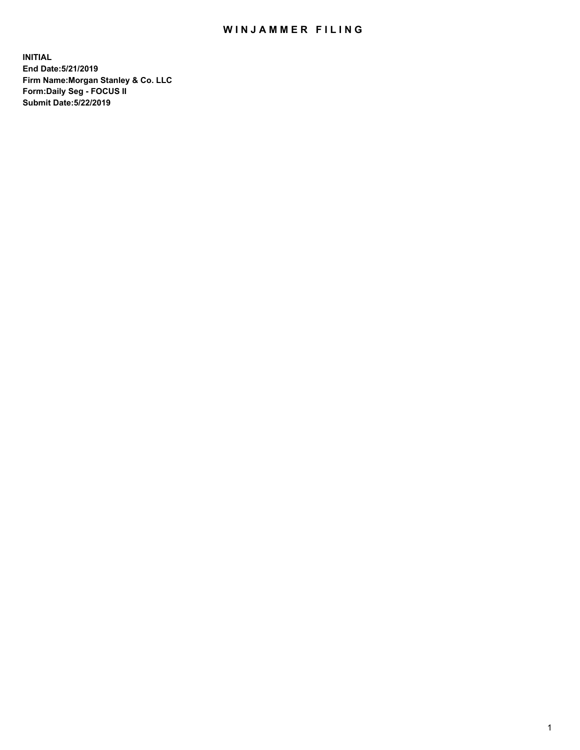# WINJAMMER FILING

**INITIAL**
**End Date:5/21/2019**
**Firm Name:Morgan Stanley & Co. LLC**
**Form:Daily Seg - FOCUS II**
**Submit Date:5/22/2019**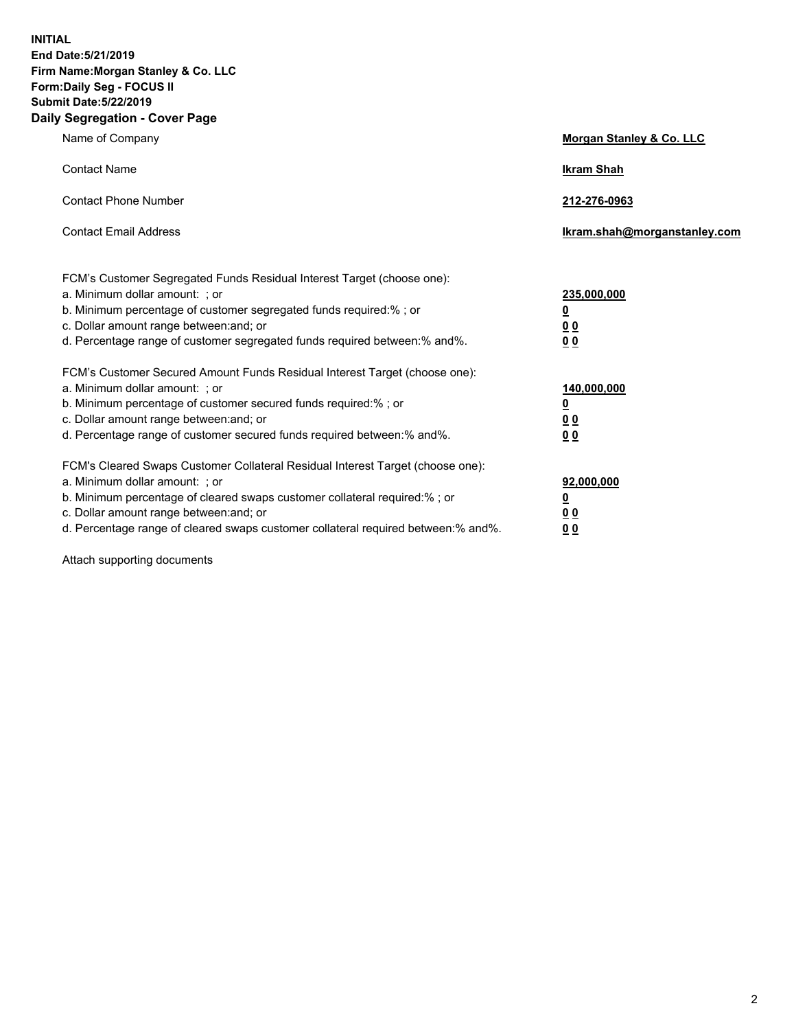**INITIAL**
**End Date:5/21/2019**
**Firm Name:Morgan Stanley & Co. LLC**
**Form:Daily Seg - FOCUS II**
**Submit Date:5/22/2019**
**Daily Segregation - Cover Page**

| | |
|---|---|
| Name of Company | **Morgan Stanley & Co. LLC** |
| Contact Name | **Ikram Shah** |
| Contact Phone Number | **212-276-0963** |
| Contact Email Address | **Ikram.shah@morganstanley.com** |

| | |
|---|---|
| FCM's Customer Segregated Funds Residual Interest Target (choose one): | |
| a. Minimum dollar amount: ; or | **235,000,000** |
| b. Minimum percentage of customer segregated funds required:% ; or | **0** |
| c. Dollar amount range between:and; or | **0 0** |
| d. Percentage range of customer segregated funds required between:% and%. | **0 0** |
| FCM's Customer Secured Amount Funds Residual Interest Target (choose one): | |
| a. Minimum dollar amount: ; or | **140,000,000** |
| b. Minimum percentage of customer secured funds required:% ; or | **0** |
| c. Dollar amount range between:and; or | **0 0** |
| d. Percentage range of customer secured funds required between:% and%. | **0 0** |
| FCM's Cleared Swaps Customer Collateral Residual Interest Target (choose one): | |
| a. Minimum dollar amount: ; or | **92,000,000** |
| b. Minimum percentage of cleared swaps customer collateral required:% ; or | **0** |
| c. Dollar amount range between:and; or | **0 0** |
| d. Percentage range of cleared swaps customer collateral required between:% and%. | **0 0** |

Attach supporting documents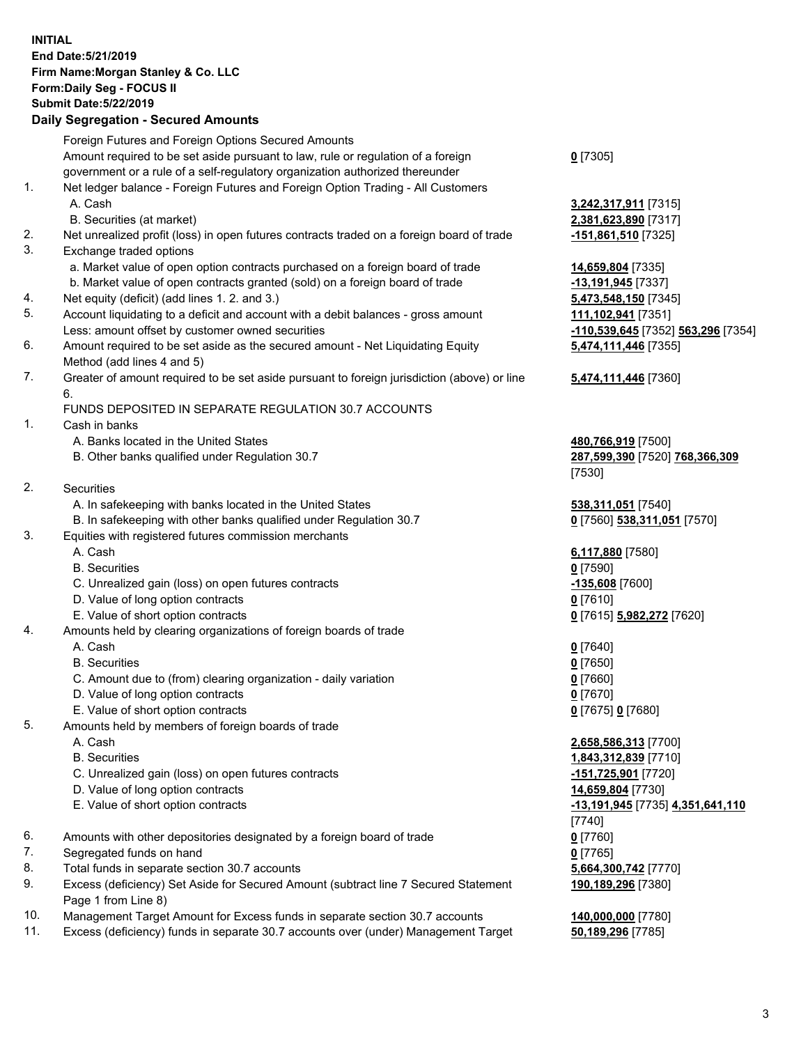**INITIAL**
**End Date:5/21/2019**
**Firm Name:Morgan Stanley & Co. LLC**
**Form:Daily Seg - FOCUS II**
**Submit Date:5/22/2019**

## Daily Segregation - Secured Amounts

| | | | |
|---|---|---|---|
| | Foreign Futures and Foreign Options Secured Amounts | | |
| | Amount required to be set aside pursuant to law, rule or regulation of a foreign government or a rule of a self-regulatory organization authorized thereunder | **0** [7305] | |
| 1. | Net ledger balance - Foreign Futures and Foreign Option Trading - All Customers | | |
| | A. Cash | **3,242,317,911** [7315] | |
| | B. Securities (at market) | **2,381,623,890** [7317] | |
| 2. | Net unrealized profit (loss) in open futures contracts traded on a foreign board of trade | **-151,861,510** [7325] | |
| 3. | Exchange traded options | | |
| | a. Market value of open option contracts purchased on a foreign board of trade | **14,659,804** [7335] | |
| | b. Market value of open contracts granted (sold) on a foreign board of trade | **-13,191,945** [7337] | |
| 4. | Net equity (deficit) (add lines 1. 2. and 3.) | **5,473,548,150** [7345] | |
| 5. | Account liquidating to a deficit and account with a debit balances - gross amount | **111,102,941** [7351] | |
| | Less: amount offset by customer owned securities | **-110,539,645** [7352] | **563,296** [7354] |
| 6. | Amount required to be set aside as the secured amount - Net Liquidating Equity Method (add lines 4 and 5) | **5,474,111,446** [7355] | |
| 7. | Greater of amount required to be set aside pursuant to foreign jurisdiction (above) or line 6. | **5,474,111,446** [7360] | |
| | FUNDS DEPOSITED IN SEPARATE REGULATION 30.7 ACCOUNTS | | |
| 1. | Cash in banks | | |
| | A. Banks located in the United States | **480,766,919** [7500] | |
| | B. Other banks qualified under Regulation 30.7 | **287,599,390** [7520] | **768,366,309** [7530] |
| 2. | Securities | | |
| | A. In safekeeping with banks located in the United States | **538,311,051** [7540] | |
| | B. In safekeeping with other banks qualified under Regulation 30.7 | **0** [7560] | **538,311,051** [7570] |
| 3. | Equities with registered futures commission merchants | | |
| | A. Cash | **6,117,880** [7580] | |
| | B. Securities | **0** [7590] | |
| | C. Unrealized gain (loss) on open futures contracts | **-135,608** [7600] | |
| | D. Value of long option contracts | **0** [7610] | |
| | E. Value of short option contracts | **0** [7615] | **5,982,272** [7620] |
| 4. | Amounts held by clearing organizations of foreign boards of trade | | |
| | A. Cash | **0** [7640] | |
| | B. Securities | **0** [7650] | |
| | C. Amount due to (from) clearing organization - daily variation | **0** [7660] | |
| | D. Value of long option contracts | **0** [7670] | |
| | E. Value of short option contracts | **0** [7675] | **0** [7680] |
| 5. | Amounts held by members of foreign boards of trade | | |
| | A. Cash | **2,658,586,313** [7700] | |
| | B. Securities | **1,843,312,839** [7710] | |
| | C. Unrealized gain (loss) on open futures contracts | **-151,725,901** [7720] | |
| | D. Value of long option contracts | **14,659,804** [7730] | |
| | E. Value of short option contracts | **-13,191,945** [7735] | **4,351,641,110** [7740] |
| 6. | Amounts with other depositories designated by a foreign board of trade | **0** [7760] | |
| 7. | Segregated funds on hand | **0** [7765] | |
| 8. | Total funds in separate section 30.7 accounts | **5,664,300,742** [7770] | |
| 9. | Excess (deficiency) Set Aside for Secured Amount (subtract line 7 Secured Statement Page 1 from Line 8) | **190,189,296** [7380] | |
| 10. | Management Target Amount for Excess funds in separate section 30.7 accounts | **140,000,000** [7780] | |
| 11. | Excess (deficiency) funds in separate 30.7 accounts over (under) Management Target | **50,189,296** [7785] | |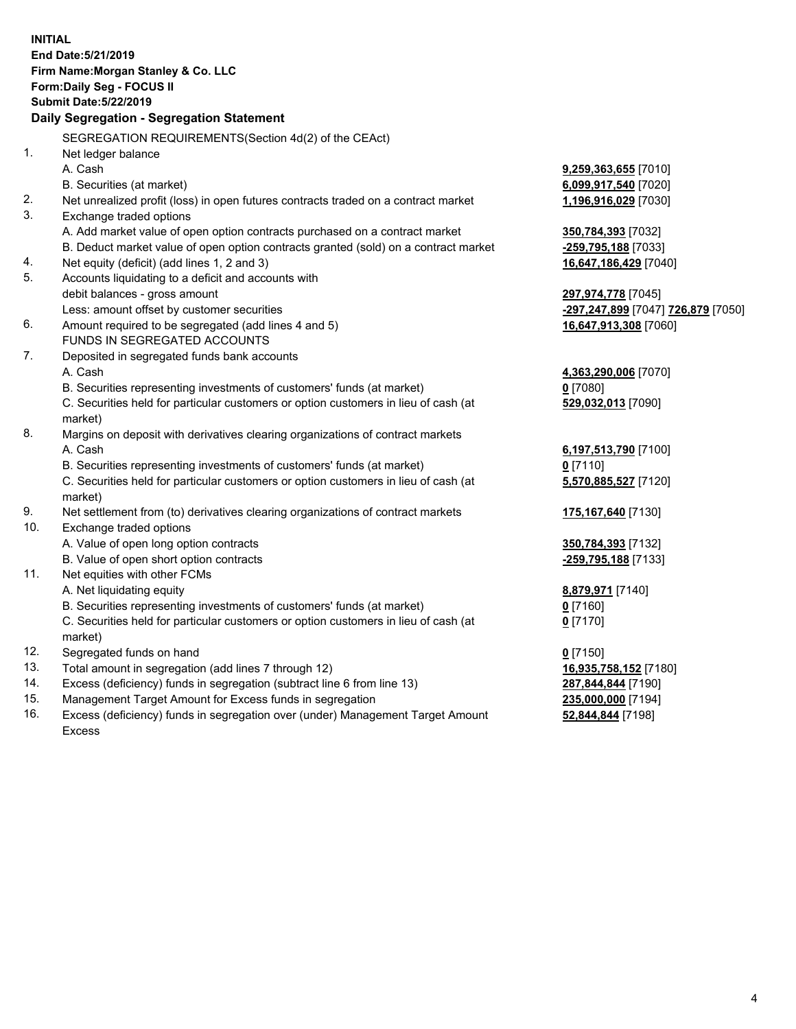**INITIAL**
**End Date:5/21/2019**
**Firm Name:Morgan Stanley & Co. LLC**
**Form:Daily Seg - FOCUS II**
**Submit Date:5/22/2019**

## Daily Segregation - Segregation Statement

SEGREGATION REQUIREMENTS(Section 4d(2) of the CEAct)

| | | |
|---|---|---|
| 1. | Net ledger balance | |
| | A. Cash | **9,259,363,655** [7010] |
| | B. Securities (at market) | **6,099,917,540** [7020] |
| 2. | Net unrealized profit (loss) in open futures contracts traded on a contract market | **1,196,916,029** [7030] |
| 3. | Exchange traded options | |
| | A. Add market value of open option contracts purchased on a contract market | **350,784,393** [7032] |
| | B. Deduct market value of open option contracts granted (sold) on a contract market | **-259,795,188** [7033] |
| 4. | Net equity (deficit) (add lines 1, 2 and 3) | **16,647,186,429** [7040] |
| 5. | Accounts liquidating to a deficit and accounts with | |
| | debit balances - gross amount | **297,974,778** [7045] |
| | Less: amount offset by customer securities | **-297,247,899** [7047] **726,879** [7050] |
| 6. | Amount required to be segregated (add lines 4 and 5) | **16,647,913,308** [7060] |
| | FUNDS IN SEGREGATED ACCOUNTS | |
| 7. | Deposited in segregated funds bank accounts | |
| | A. Cash | **4,363,290,006** [7070] |
| | B. Securities representing investments of customers' funds (at market) | **0** [7080] |
| | C. Securities held for particular customers or option customers in lieu of cash (at market) | **529,032,013** [7090] |
| 8. | Margins on deposit with derivatives clearing organizations of contract markets | |
| | A. Cash | **6,197,513,790** [7100] |
| | B. Securities representing investments of customers' funds (at market) | **0** [7110] |
| | C. Securities held for particular customers or option customers in lieu of cash (at market) | **5,570,885,527** [7120] |
| 9. | Net settlement from (to) derivatives clearing organizations of contract markets | **175,167,640** [7130] |
| 10. | Exchange traded options | |
| | A. Value of open long option contracts | **350,784,393** [7132] |
| | B. Value of open short option contracts | **-259,795,188** [7133] |
| 11. | Net equities with other FCMs | |
| | A. Net liquidating equity | **8,879,971** [7140] |
| | B. Securities representing investments of customers' funds (at market) | **0** [7160] |
| | C. Securities held for particular customers or option customers in lieu of cash (at market) | **0** [7170] |
| 12. | Segregated funds on hand | **0** [7150] |
| 13. | Total amount in segregation (add lines 7 through 12) | **16,935,758,152** [7180] |
| 14. | Excess (deficiency) funds in segregation (subtract line 6 from line 13) | **287,844,844** [7190] |
| 15. | Management Target Amount for Excess funds in segregation | **235,000,000** [7194] |
| 16. | Excess (deficiency) funds in segregation over (under) Management Target Amount Excess | **52,844,844** [7198] |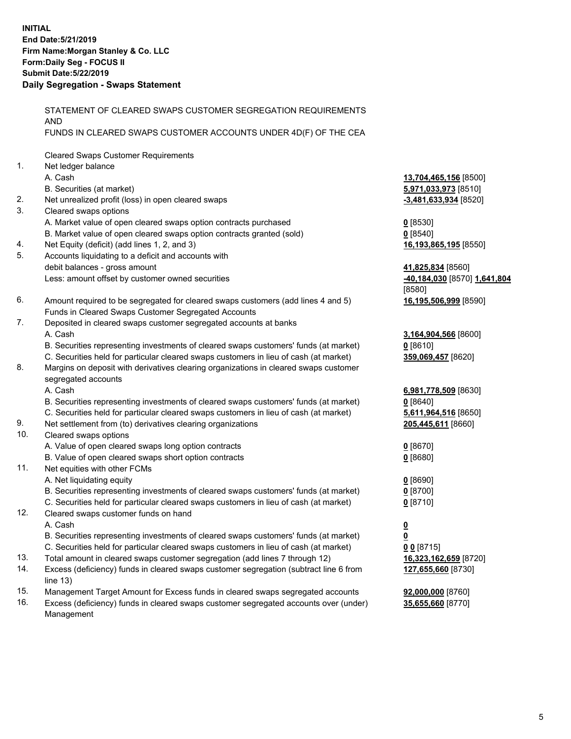**INITIAL**
**End Date:5/21/2019**
**Firm Name:Morgan Stanley & Co. LLC**
**Form:Daily Seg - FOCUS II**
**Submit Date:5/22/2019**
**Daily Segregation - Swaps Statement**

STATEMENT OF CLEARED SWAPS CUSTOMER SEGREGATION REQUIREMENTS AND FUNDS IN CLEARED SWAPS CUSTOMER ACCOUNTS UNDER 4D(F) OF THE CEA

| | | |
|---|---|---|
| | Cleared Swaps Customer Requirements | |
| 1. | Net ledger balance | |
| | A. Cash | **13,704,465,156** [8500] |
| | B. Securities (at market) | **5,971,033,973** [8510] |
| 2. | Net unrealized profit (loss) in open cleared swaps | **-3,481,633,934** [8520] |
| 3. | Cleared swaps options | |
| | A. Market value of open cleared swaps option contracts purchased | **0** [8530] |
| | B. Market value of open cleared swaps option contracts granted (sold) | **0** [8540] |
| 4. | Net Equity (deficit) (add lines 1, 2, and 3) | **16,193,865,195** [8550] |
| 5. | Accounts liquidating to a deficit and accounts with debit balances - gross amount | **41,825,834** [8560] |
| | Less: amount offset by customer owned securities | **-40,184,030** [8570] **1,641,804** [8580] |
| 6. | Amount required to be segregated for cleared swaps customers (add lines 4 and 5) | **16,195,506,999** [8590] |
| | Funds in Cleared Swaps Customer Segregated Accounts | |
| 7. | Deposited in cleared swaps customer segregated accounts at banks | |
| | A. Cash | **3,164,904,566** [8600] |
| | B. Securities representing investments of cleared swaps customers' funds (at market) | **0** [8610] |
| | C. Securities held for particular cleared swaps customers in lieu of cash (at market) | **359,069,457** [8620] |
| 8. | Margins on deposit with derivatives clearing organizations in cleared swaps customer segregated accounts | |
| | A. Cash | **6,981,778,509** [8630] |
| | B. Securities representing investments of cleared swaps customers' funds (at market) | **0** [8640] |
| | C. Securities held for particular cleared swaps customers in lieu of cash (at market) | **5,611,964,516** [8650] |
| 9. | Net settlement from (to) derivatives clearing organizations | **205,445,611** [8660] |
| 10. | Cleared swaps options | |
| | A. Value of open cleared swaps long option contracts | **0** [8670] |
| | B. Value of open cleared swaps short option contracts | **0** [8680] |
| 11. | Net equities with other FCMs | |
| | A. Net liquidating equity | **0** [8690] |
| | B. Securities representing investments of cleared swaps customers' funds (at market) | **0** [8700] |
| | C. Securities held for particular cleared swaps customers in lieu of cash (at market) | **0** [8710] |
| 12. | Cleared swaps customer funds on hand | |
| | A. Cash | **0** |
| | B. Securities representing investments of cleared swaps customers' funds (at market) | **0** |
| | C. Securities held for particular cleared swaps customers in lieu of cash (at market) | **0** **0** [8715] |
| 13. | Total amount in cleared swaps customer segregation (add lines 7 through 12) | **16,323,162,659** [8720] |
| 14. | Excess (deficiency) funds in cleared swaps customer segregation (subtract line 6 from line 13) | **127,655,660** [8730] |
| 15. | Management Target Amount for Excess funds in cleared swaps segregated accounts | **92,000,000** [8760] |
| 16. | Excess (deficiency) funds in cleared swaps customer segregated accounts over (under) Management | **35,655,660** [8770] |